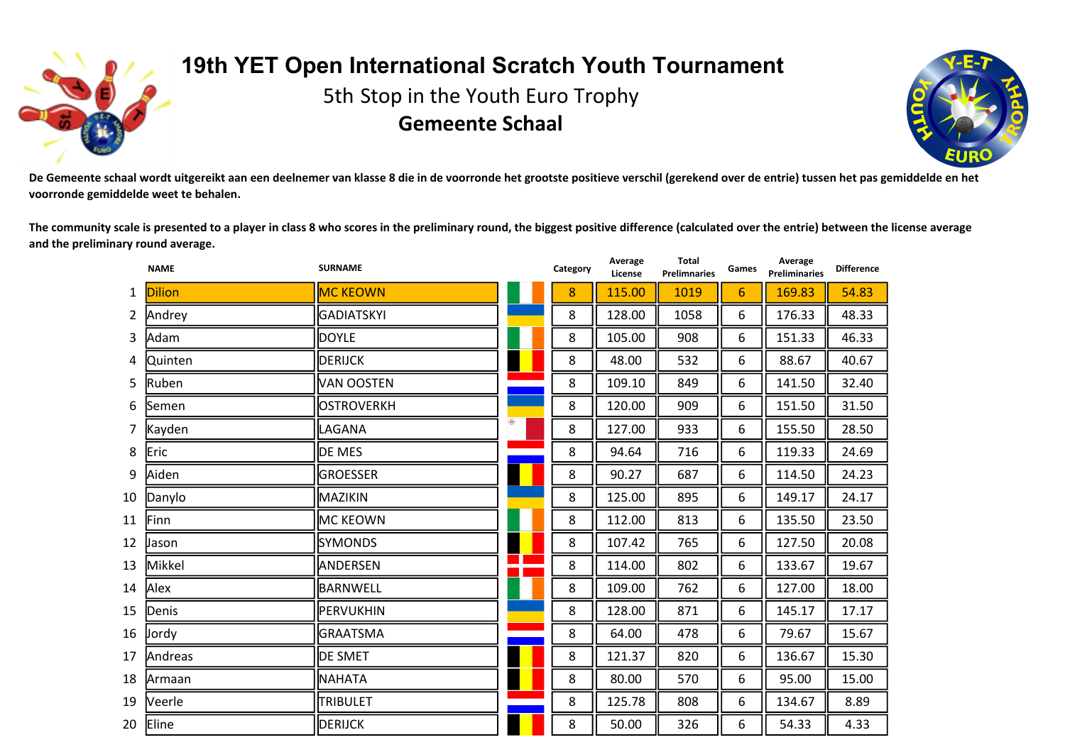# 19th YET Open International Scratch Youth Tournament

## 5th Stop in the Youth Euro Trophy

## Gemeente Schaal

**De Gemeente schaal wordt uitgereikt aan een deelnemer van klasse 8 die in de voorronde het grootste positieve verschil (gerekend over de entrie) tussen het pas gemiddelde en het voorronde gemiddelde weet te behalen.**

**The community scale is presented to a player in class 8 who scores in the preliminary round, the biggest positive difference (calculated over the entrie) between the license average and the preliminary round average.**

| | NAME | SURNAME | | Category | Average License | Total Prelimnaries | Games | Average Preliminaries | Difference |
|---|---|---|---|---|---|---|---|---|---|
| 1 | Dilion | MC KEOWN | | 8 | 115.00 | 1019 | 6 | 169.83 | 54.83 |
| 2 | Andrey | GADIATSKYI | | 8 | 128.00 | 1058 | 6 | 176.33 | 48.33 |
| 3 | Adam | DOYLE | | 8 | 105.00 | 908 | 6 | 151.33 | 46.33 |
| 4 | Quinten | DERIJCK | | 8 | 48.00 | 532 | 6 | 88.67 | 40.67 |
| 5 | Ruben | VAN OOSTEN | | 8 | 109.10 | 849 | 6 | 141.50 | 32.40 |
| 6 | Semen | OSTROVERKH | | 8 | 120.00 | 909 | 6 | 151.50 | 31.50 |
| 7 | Kayden | LAGANA | | 8 | 127.00 | 933 | 6 | 155.50 | 28.50 |
| 8 | Eric | DE MES | | 8 | 94.64 | 716 | 6 | 119.33 | 24.69 |
| 9 | Aiden | GROESSER | | 8 | 90.27 | 687 | 6 | 114.50 | 24.23 |
| 10 | Danylo | MAZIKIN | | 8 | 125.00 | 895 | 6 | 149.17 | 24.17 |
| 11 | Finn | MC KEOWN | | 8 | 112.00 | 813 | 6 | 135.50 | 23.50 |
| 12 | Jason | SYMONDS | | 8 | 107.42 | 765 | 6 | 127.50 | 20.08 |
| 13 | Mikkel | ANDERSEN | | 8 | 114.00 | 802 | 6 | 133.67 | 19.67 |
| 14 | Alex | BARNWELL | | 8 | 109.00 | 762 | 6 | 127.00 | 18.00 |
| 15 | Denis | PERVUKHIN | | 8 | 128.00 | 871 | 6 | 145.17 | 17.17 |
| 16 | Jordy | GRAATSMA | | 8 | 64.00 | 478 | 6 | 79.67 | 15.67 |
| 17 | Andreas | DE SMET | | 8 | 121.37 | 820 | 6 | 136.67 | 15.30 |
| 18 | Armaan | NAHATA | | 8 | 80.00 | 570 | 6 | 95.00 | 15.00 |
| 19 | Veerle | TRIBULET | | 8 | 125.78 | 808 | 6 | 134.67 | 8.89 |
| 20 | Eline | DERIJCK | | 8 | 50.00 | 326 | 6 | 54.33 | 4.33 |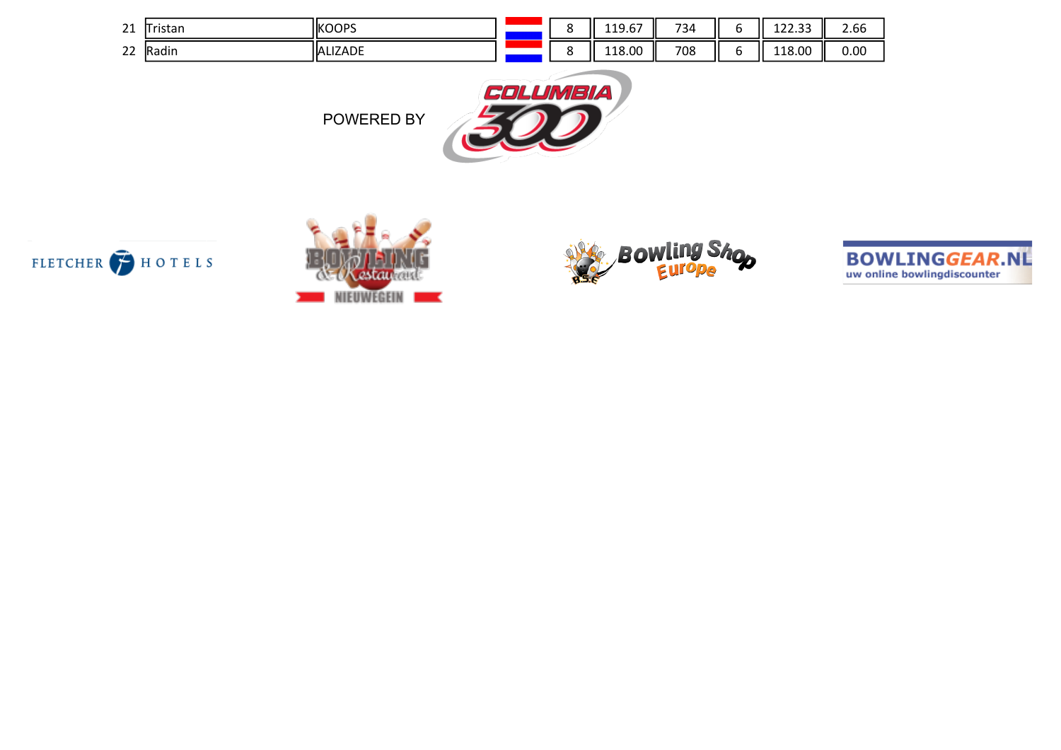| | | | | | | | | | |
|---|---|---|---|---|---|---|---|---|---|
| 21 | Tristan | KOOPS | | 8 | 119.67 | 734 | 6 | 122.33 | 2.66 |
| 22 | Radin | ALIZADE | | 8 | 118.00 | 708 | 6 | 118.00 | 0.00 |

POWERED BY COLUMBIA 300

FLETCHER HOTELS

BOWLING & Restaurant NIEUWEGEIN

Bowling Shop Europe

BOWLINGGEAR.NL uw online bowlingdiscounter